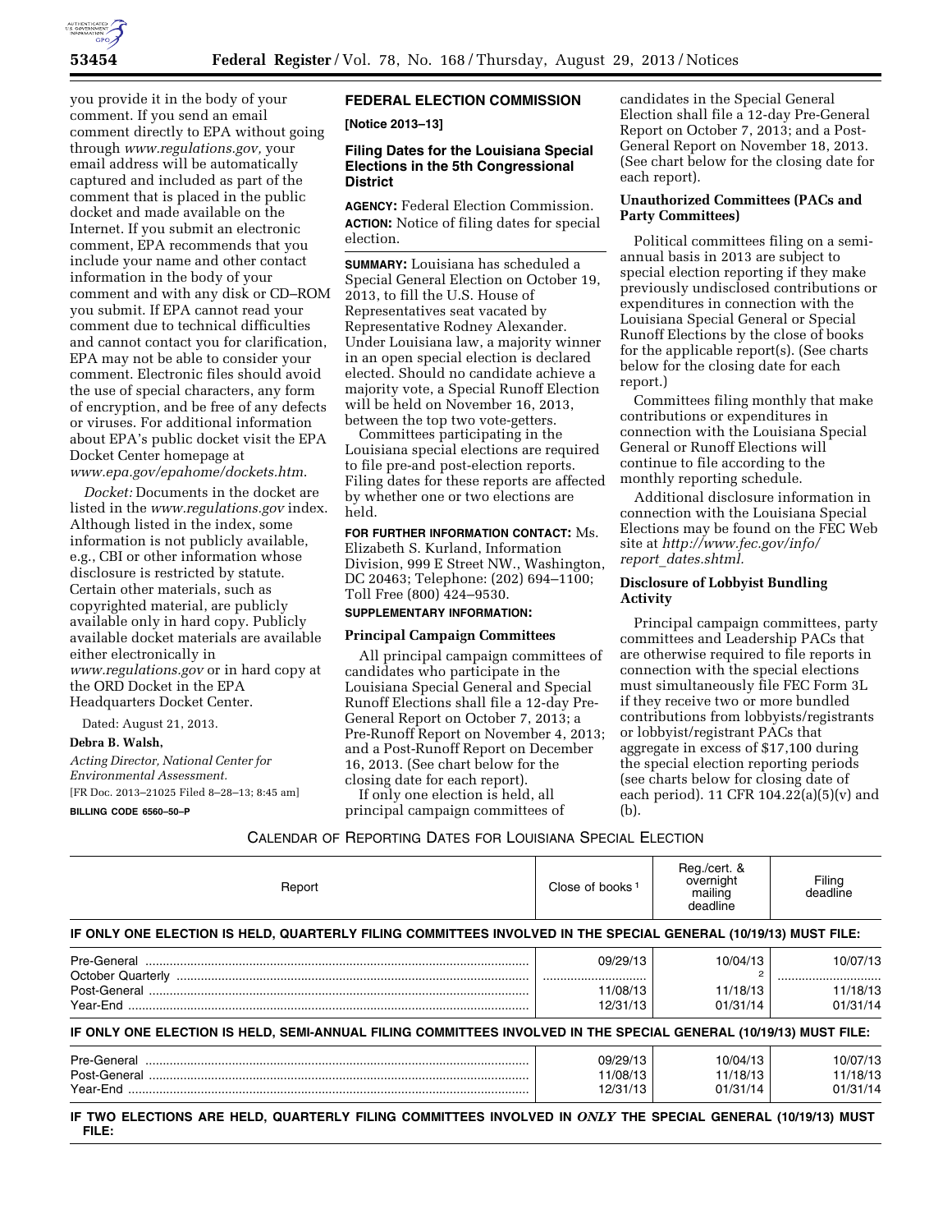you provide it in the body of your comment. If you send an email comment directly to EPA without going through *www.regulations.gov,* your email address will be automatically captured and included as part of the comment that is placed in the public docket and made available on the Internet. If you submit an electronic comment, EPA recommends that you include your name and other contact information in the body of your comment and with any disk or CD–ROM you submit. If EPA cannot read your comment due to technical difficulties and cannot contact you for clarification, EPA may not be able to consider your comment. Electronic files should avoid the use of special characters, any form of encryption, and be free of any defects or viruses. For additional information about EPA's public docket visit the EPA Docket Center homepage at *www.epa.gov/epahome/dockets.htm.*

*Docket:* Documents in the docket are listed in the *www.regulations.gov* index. Although listed in the index, some information is not publicly available, e.g., CBI or other information whose disclosure is restricted by statute. Certain other materials, such as copyrighted material, are publicly available only in hard copy. Publicly available docket materials are available either electronically in *www.regulations.gov* or in hard copy at the ORD Docket in the EPA Headquarters Docket Center.

Dated: August 21, 2013.

**Debra B. Walsh,**

*Acting Director, National Center for Environmental Assessment.*

[FR Doc. 2013–21025 Filed 8–28–13; 8:45 am]

**BILLING CODE 6560–50–P**

## FEDERAL ELECTION COMMISSION

**[Notice 2013–13]**

### Filing Dates for the Louisiana Special Elections in the 5th Congressional District

**AGENCY:** Federal Election Commission.

**ACTION:** Notice of filing dates for special election.

**SUMMARY:** Louisiana has scheduled a Special General Election on October 19, 2013, to fill the U.S. House of Representatives seat vacated by Representative Rodney Alexander. Under Louisiana law, a majority winner in an open special election is declared elected. Should no candidate achieve a majority vote, a Special Runoff Election will be held on November 16, 2013, between the top two vote-getters.

Committees participating in the Louisiana special elections are required to file pre-and post-election reports. Filing dates for these reports are affected by whether one or two elections are held.

**FOR FURTHER INFORMATION CONTACT:** Ms. Elizabeth S. Kurland, Information Division, 999 E Street NW., Washington, DC 20463; Telephone: (202) 694–1100; Toll Free (800) 424–9530.

**SUPPLEMENTARY INFORMATION:**

#### Principal Campaign Committees

All principal campaign committees of candidates who participate in the Louisiana Special General and Special Runoff Elections shall file a 12-day Pre-General Report on October 7, 2013; a Pre-Runoff Report on November 4, 2013; and a Post-Runoff Report on December 16, 2013. (See chart below for the closing date for each report).

If only one election is held, all principal campaign committees of candidates in the Special General Election shall file a 12-day Pre-General Report on October 7, 2013; and a Post-General Report on November 18, 2013. (See chart below for the closing date for each report).

#### Unauthorized Committees (PACs and Party Committees)

Political committees filing on a semi-annual basis in 2013 are subject to special election reporting if they make previously undisclosed contributions or expenditures in connection with the Louisiana Special General or Special Runoff Elections by the close of books for the applicable report(s). (See charts below for the closing date for each report.)

Committees filing monthly that make contributions or expenditures in connection with the Louisiana Special General or Runoff Elections will continue to file according to the monthly reporting schedule.

Additional disclosure information in connection with the Louisiana Special Elections may be found on the FEC Web site at *http://www.fec.gov/info/report_dates.shtml.*

#### Disclosure of Lobbyist Bundling Activity

Principal campaign committees, party committees and Leadership PACs that are otherwise required to file reports in connection with the special elections must simultaneously file FEC Form 3L if they receive two or more bundled contributions from lobbyists/registrants or lobbyist/registrant PACs that aggregate in excess of $17,100 during the special election reporting periods (see charts below for closing date of each period). 11 CFR 104.22(a)(5)(v) and (b).

CALENDAR OF REPORTING DATES FOR LOUISIANA SPECIAL ELECTION

| Report | Close of books [1] | Reg./cert. & overnight mailing deadline | Filing deadline |
|---|---|---|---|
| **IF ONLY ONE ELECTION IS HELD, QUARTERLY FILING COMMITTEES INVOLVED IN THE SPECIAL GENERAL (10/19/13) MUST FILE:** | | | |
| Pre-General | 09/29/13 | 10/04/13 | 10/07/13 |
| October Quarterly | ............................ | [2] | ............................ |
| Post-General | 11/08/13 | 11/18/13 | 11/18/13 |
| Year-End | 12/31/13 | 01/31/14 | 01/31/14 |
| **IF ONLY ONE ELECTION IS HELD, SEMI-ANNUAL FILING COMMITTEES INVOLVED IN THE SPECIAL GENERAL (10/19/13) MUST FILE:** | | | |
| Pre-General | 09/29/13 | 10/04/13 | 10/07/13 |
| Post-General | 11/08/13 | 11/18/13 | 11/18/13 |
| Year-End | 12/31/13 | 01/31/14 | 01/31/14 |
| **IF TWO ELECTIONS ARE HELD, QUARTERLY FILING COMMITTEES INVOLVED IN *ONLY* THE SPECIAL GENERAL (10/19/13) MUST FILE:** | | | |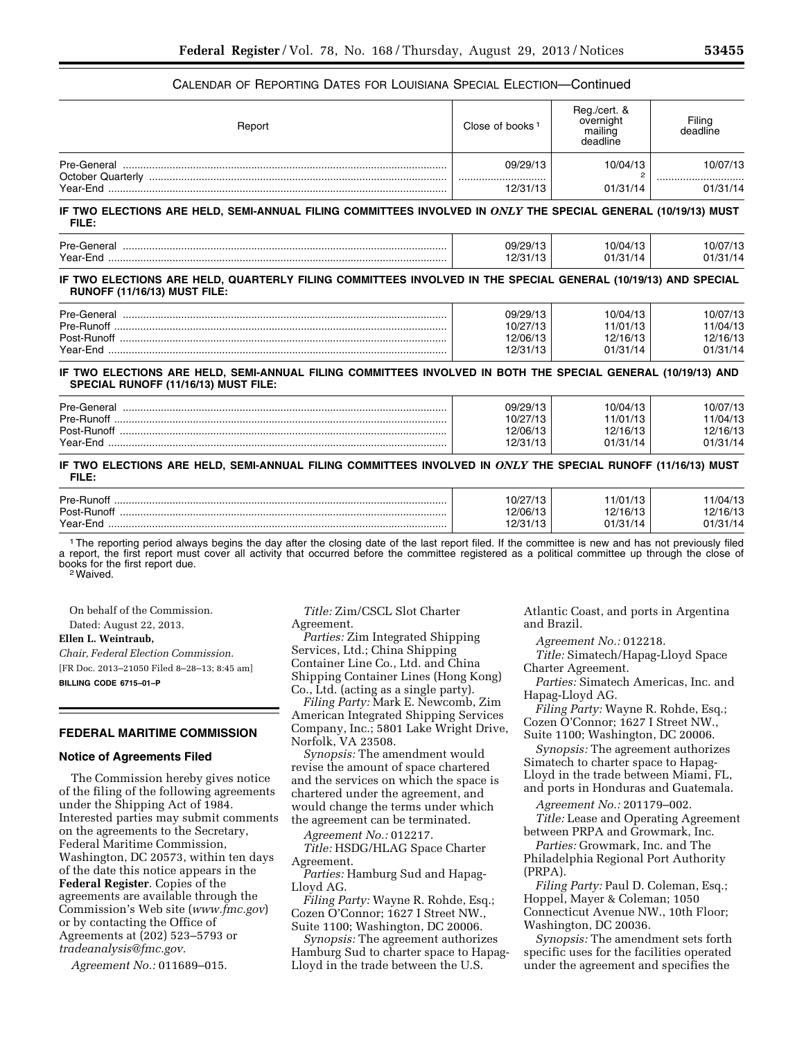CALENDAR OF REPORTING DATES FOR LOUISIANA SPECIAL ELECTION—Continued

| Report | Close of books[1] | Reg./cert. & overnight mailing deadline | Filing deadline |
|---|---|---|---|
| Pre-General | 09/29/13 | 10/04/13 | 10/07/13 |
| October Quarterly | | [2] | |
| Year-End | 12/31/13 | 01/31/14 | 01/31/14 |
| **IF TWO ELECTIONS ARE HELD, SEMI-ANNUAL FILING COMMITTEES INVOLVED IN *ONLY* THE SPECIAL GENERAL (10/19/13) MUST FILE:** | | | |
| Pre-General | 09/29/13 | 10/04/13 | 10/07/13 |
| Year-End | 12/31/13 | 01/31/14 | 01/31/14 |
| **IF TWO ELECTIONS ARE HELD, QUARTERLY FILING COMMITTEES INVOLVED IN THE SPECIAL GENERAL (10/19/13) AND SPECIAL RUNOFF (11/16/13) MUST FILE:** | | | |
| Pre-General | 09/29/13 | 10/04/13 | 10/07/13 |
| Pre-Runoff | 10/27/13 | 11/01/13 | 11/04/13 |
| Post-Runoff | 12/06/13 | 12/16/13 | 12/16/13 |
| Year-End | 12/31/13 | 01/31/14 | 01/31/14 |
| **IF TWO ELECTIONS ARE HELD, SEMI-ANNUAL FILING COMMITTEES INVOLVED IN BOTH THE SPECIAL GENERAL (10/19/13) AND SPECIAL RUNOFF (11/16/13) MUST FILE:** | | | |
| Pre-General | 09/29/13 | 10/04/13 | 10/07/13 |
| Pre-Runoff | 10/27/13 | 11/01/13 | 11/04/13 |
| Post-Runoff | 12/06/13 | 12/16/13 | 12/16/13 |
| Year-End | 12/31/13 | 01/31/14 | 01/31/14 |
| **IF TWO ELECTIONS ARE HELD, SEMI-ANNUAL FILING COMMITTEES INVOLVED IN *ONLY* THE SPECIAL RUNOFF (11/16/13) MUST FILE:** | | | |
| Pre-Runoff | 10/27/13 | 11/01/13 | 11/04/13 |
| Post-Runoff | 12/06/13 | 12/16/13 | 12/16/13 |
| Year-End | 12/31/13 | 01/31/14 | 01/31/14 |

[1] The reporting period always begins the day after the closing date of the last report filed. If the committee is new and has not previously filed a report, the first report must cover all activity that occurred before the committee registered as a political committee up through the close of books for the first report due.

[2] Waived.

On behalf of the Commission.

Dated: August 22, 2013.

**Ellen L. Weintraub,**

*Chair, Federal Election Commission.*

[FR Doc. 2013–21050 Filed 8–28–13; 8:45 am]

**BILLING CODE 6715–01–P**

## FEDERAL MARITIME COMMISSION

### Notice of Agreements Filed

The Commission hereby gives notice of the filing of the following agreements under the Shipping Act of 1984. Interested parties may submit comments on the agreements to the Secretary, Federal Maritime Commission, Washington, DC 20573, within ten days of the date this notice appears in the **Federal Register**. Copies of the agreements are available through the Commission's Web site (*www.fmc.gov*) or by contacting the Office of Agreements at (202) 523–5793 or *tradeanalysis@fmc.gov*.

*Agreement No.:* 011689–015.

*Title:* Zim/CSCL Slot Charter Agreement.

*Parties:* Zim Integrated Shipping Services, Ltd.; China Shipping Container Line Co., Ltd. and China Shipping Container Lines (Hong Kong) Co., Ltd. (acting as a single party).

*Filing Party:* Mark E. Newcomb, Zim American Integrated Shipping Services Company, Inc.; 5801 Lake Wright Drive, Norfolk, VA 23508.

*Synopsis:* The amendment would revise the amount of space chartered and the services on which the space is chartered under the agreement, and would change the terms under which the agreement can be terminated.

*Agreement No.:* 012217.

*Title:* HSDG/HLAG Space Charter Agreement.

*Parties:* Hamburg Sud and Hapag-Lloyd AG.

*Filing Party:* Wayne R. Rohde, Esq.; Cozen O'Connor; 1627 I Street NW., Suite 1100; Washington, DC 20006.

*Synopsis:* The agreement authorizes Hamburg Sud to charter space to Hapag-Lloyd in the trade between the U.S. Atlantic Coast, and ports in Argentina and Brazil.

*Agreement No.:* 012218.

*Title:* Simatech/Hapag-Lloyd Space Charter Agreement.

*Parties:* Simatech Americas, Inc. and Hapag-Lloyd AG.

*Filing Party:* Wayne R. Rohde, Esq.; Cozen O'Connor; 1627 I Street NW., Suite 1100; Washington, DC 20006.

*Synopsis:* The agreement authorizes Simatech to charter space to Hapag-Lloyd in the trade between Miami, FL, and ports in Honduras and Guatemala.

*Agreement No.:* 201179–002.

*Title:* Lease and Operating Agreement between PRPA and Growmark, Inc.

*Parties:* Growmark, Inc. and The Philadelphia Regional Port Authority (PRPA).

*Filing Party:* Paul D. Coleman, Esq.; Hoppel, Mayer & Coleman; 1050 Connecticut Avenue NW., 10th Floor; Washington, DC 20036.

*Synopsis:* The amendment sets forth specific uses for the facilities operated under the agreement and specifies the